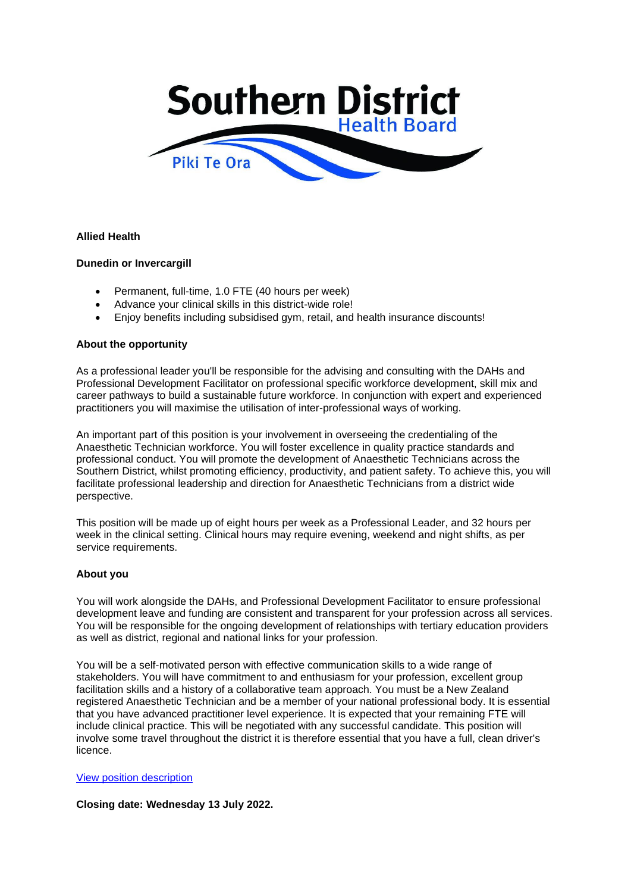**Southern District Health Board**

**Piki Te Ora**

**Allied Health**

**Dunedin or Invercargill**

- Permanent, full-time, 1.0 FTE (40 hours per week)
- Advance your clinical skills in this district-wide role!
- Enjoy benefits including subsidised gym, retail, and health insurance discounts!

**About the opportunity**

As a professional leader you'll be responsible for the advising and consulting with the DAHs and Professional Development Facilitator on professional specific workforce development, skill mix and career pathways to build a sustainable future workforce. In conjunction with expert and experienced practitioners you will maximise the utilisation of inter-professional ways of working.

An important part of this position is your involvement in overseeing the credentialing of the Anaesthetic Technician workforce. You will foster excellence in quality practice standards and professional conduct. You will promote the development of Anaesthetic Technicians across the Southern District, whilst promoting efficiency, productivity, and patient safety. To achieve this, you will facilitate professional leadership and direction for Anaesthetic Technicians from a district wide perspective.

This position will be made up of eight hours per week as a Professional Leader, and 32 hours per week in the clinical setting. Clinical hours may require evening, weekend and night shifts, as per service requirements.

**About you**

You will work alongside the DAHs, and Professional Development Facilitator to ensure professional development leave and funding are consistent and transparent for your profession across all services. You will be responsible for the ongoing development of relationships with tertiary education providers as well as district, regional and national links for your profession.

You will be a self-motivated person with effective communication skills to a wide range of stakeholders. You will have commitment to and enthusiasm for your profession, excellent group facilitation skills and a history of a collaborative team approach. You must be a New Zealand registered Anaesthetic Technician and be a member of your national professional body. It is essential that you have advanced practitioner level experience. It is expected that your remaining FTE will include clinical practice. This will be negotiated with any successful candidate. This position will involve some travel throughout the district it is therefore essential that you have a full, clean driver's licence.

View position description

**Closing date: Wednesday 13 July 2022.**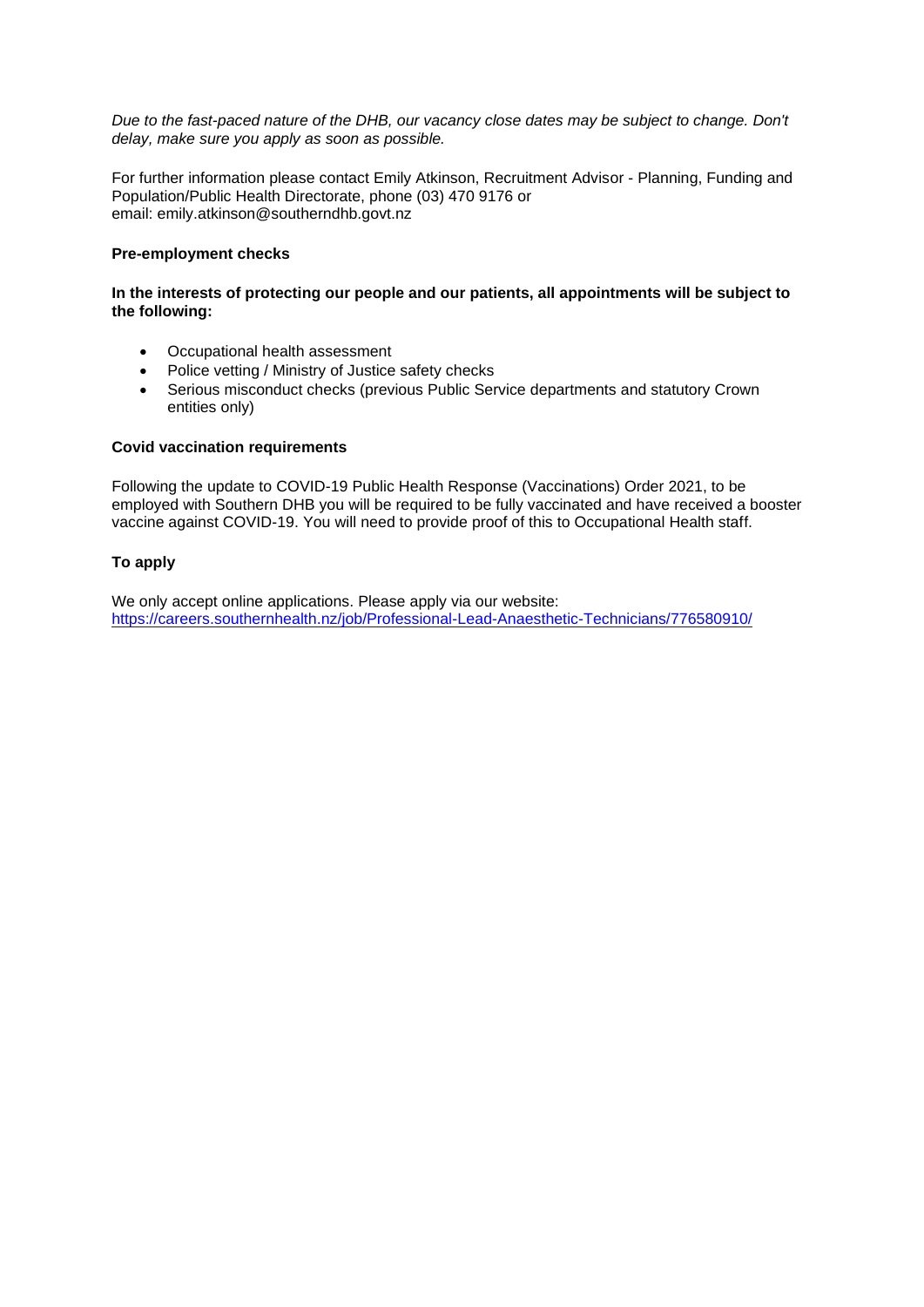*Due to the fast-paced nature of the DHB, our vacancy close dates may be subject to change. Don't delay, make sure you apply as soon as possible.*

For further information please contact Emily Atkinson, Recruitment Advisor - Planning, Funding and Population/Public Health Directorate, phone (03) 470 9176 or email: emily.atkinson@southerndhb.govt.nz

**Pre-employment checks**

**In the interests of protecting our people and our patients, all appointments will be subject to the following:**

- Occupational health assessment
- Police vetting / Ministry of Justice safety checks
- Serious misconduct checks (previous Public Service departments and statutory Crown entities only)

**Covid vaccination requirements**

Following the update to COVID-19 Public Health Response (Vaccinations) Order 2021, to be employed with Southern DHB you will be required to be fully vaccinated and have received a booster vaccine against COVID-19. You will need to provide proof of this to Occupational Health staff.

**To apply**

We only accept online applications. Please apply via our website:
[https://careers.southernhealth.nz/job/Professional-Lead-Anaesthetic-Technicians/776580910/](https://careers.southernhealth.nz/job/Professional-Lead-Anaesthetic-Technicians/776580910/)